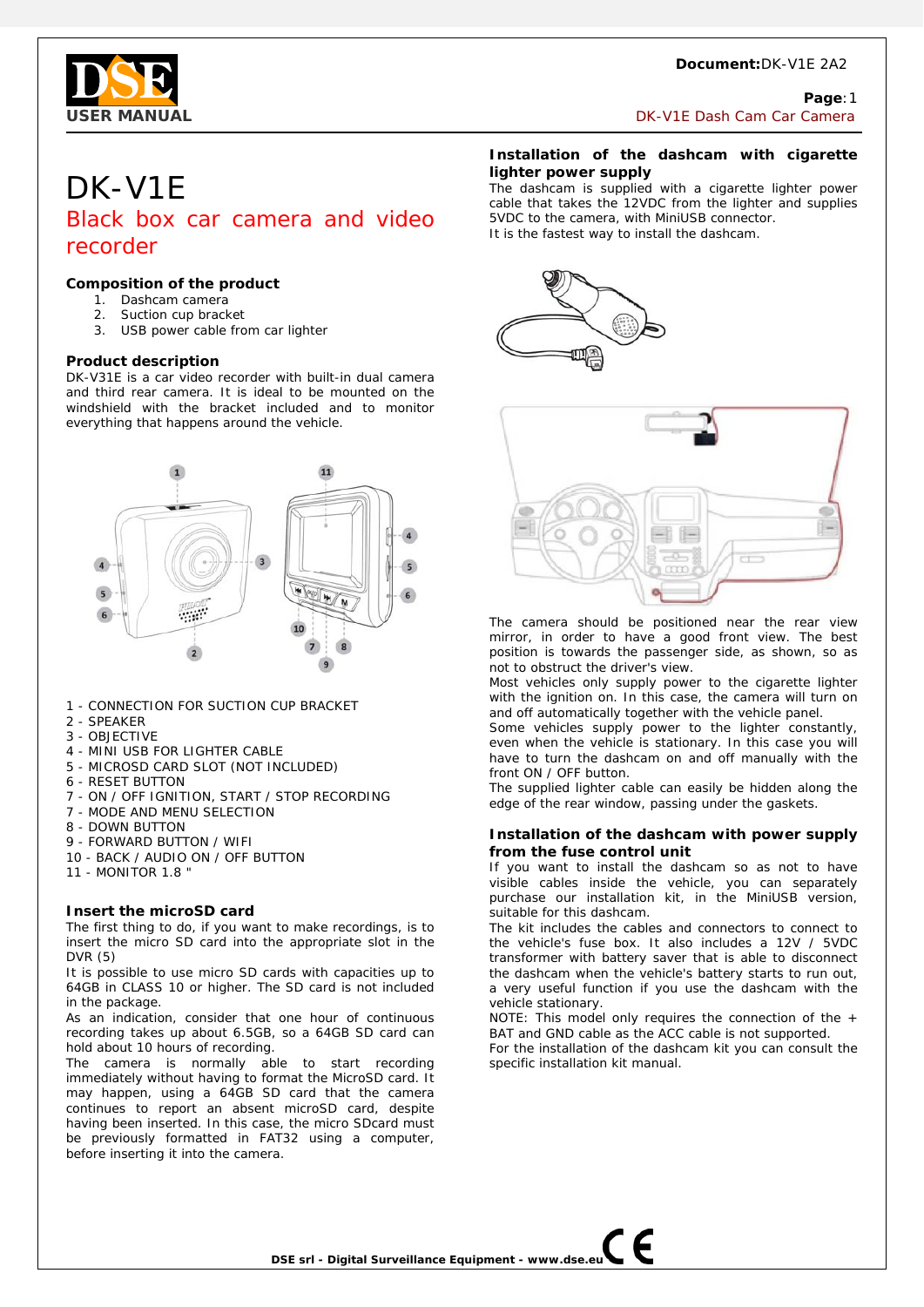# DK-V1E

## Black box car camera and video recorder

### Composition of the product

1. Dashcam camera
2. Suction cup bracket
3. USB power cable from car lighter

### Product description

DK-V31E is a car video recorder with built-in dual camera and third rear camera. It is ideal to be mounted on the windshield with the bracket included and to monitor everything that happens around the vehicle.

1 - CONNECTION FOR SUCTION CUP BRACKET
2 - SPEAKER
3 - OBJECTIVE
4 - MINI USB FOR LIGHTER CABLE
5 - MICROSD CARD SLOT (NOT INCLUDED)
6 - RESET BUTTON
7 - ON / OFF IGNITION, START / STOP RECORDING
7 - MODE AND MENU SELECTION
8 - DOWN BUTTON
9 - FORWARD BUTTON / WIFI
10 - BACK / AUDIO ON / OFF BUTTON
11 - MONITOR 1.8 "

### Insert the microSD card

The first thing to do, if you want to make recordings, is to insert the micro SD card into the appropriate slot in the DVR (5)

It is possible to use micro SD cards with capacities up to 64GB in CLASS 10 or higher. The SD card is not included in the package.

As an indication, consider that one hour of continuous recording takes up about 6.5GB, so a 64GB SD card can hold about 10 hours of recording.

The camera is normally able to start recording immediately without having to format the MicroSD card. It may happen, using a 64GB SD card that the camera continues to report an absent microSD card, despite having been inserted. In this case, the micro SDcard must be previously formatted in FAT32 using a computer, before inserting it into the camera.

### Installation of the dashcam with cigarette lighter power supply

The dashcam is supplied with a cigarette lighter power cable that takes the 12VDC from the lighter and supplies 5VDC to the camera, with MiniUSB connector.

It is the fastest way to install the dashcam.

The camera should be positioned near the rear view mirror, in order to have a good front view. The best position is towards the passenger side, as shown, so as not to obstruct the driver's view.

Most vehicles only supply power to the cigarette lighter with the ignition on. In this case, the camera will turn on and off automatically together with the vehicle panel.

Some vehicles supply power to the lighter constantly, even when the vehicle is stationary. In this case you will have to turn the dashcam on and off manually with the front ON / OFF button.

The supplied lighter cable can easily be hidden along the edge of the rear window, passing under the gaskets.

### Installation of the dashcam with power supply from the fuse control unit

If you want to install the dashcam so as not to have visible cables inside the vehicle, you can separately purchase our installation kit, in the MiniUSB version, suitable for this dashcam.

The kit includes the cables and connectors to connect to the vehicle's fuse box. It also includes a 12V / 5VDC transformer with battery saver that is able to disconnect the dashcam when the vehicle's battery starts to run out, a very useful function if you use the dashcam with the vehicle stationary.

NOTE: This model only requires the connection of the + BAT and GND cable as the ACC cable is not supported.

For the installation of the dashcam kit you can consult the specific installation kit manual.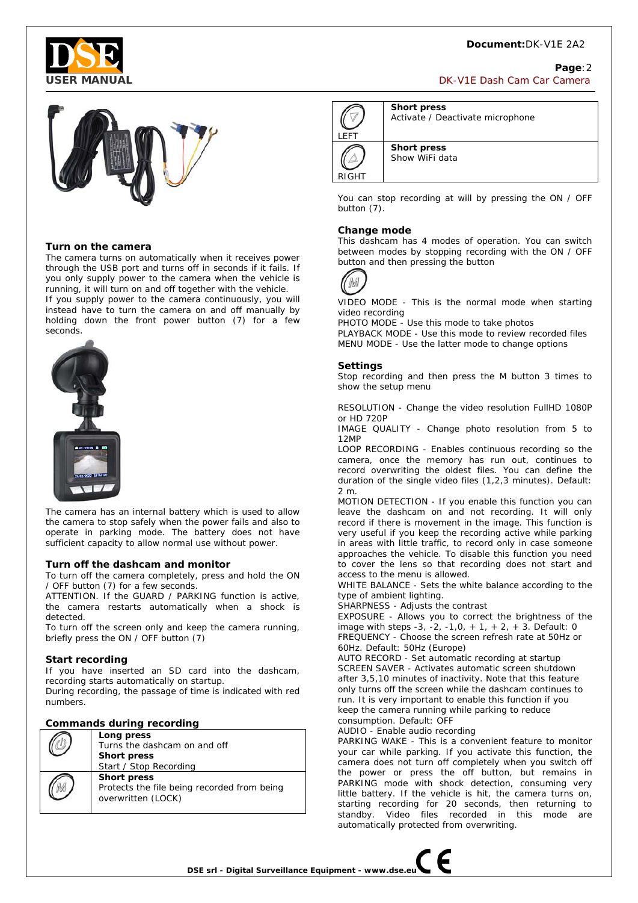## Turn on the camera

The camera turns on automatically when it receives power through the USB port and turns off in seconds if it fails. If you only supply power to the camera when the vehicle is running, it will turn on and off together with the vehicle.
If you supply power to the camera continuously, you will instead have to turn the camera on and off manually by holding down the front power button (7) for a few seconds.

The camera has an internal battery which is used to allow the camera to stop safely when the power fails and also to operate in parking mode. The battery does not have sufficient capacity to allow normal use without power.

## Turn off the dashcam and monitor

To turn off the camera completely, press and hold the ON / OFF button (7) for a few seconds.
ATTENTION. If the GUARD / PARKING function is active, the camera restarts automatically when a shock is detected.
To turn off the screen only and keep the camera running, briefly press the ON / OFF button (7)

## Start recording

If you have inserted an SD card into the dashcam, recording starts automatically on startup.
During recording, the passage of time is indicated with red numbers.

## Commands during recording

| Button | Function |
|---|---|
| ON/OFF | **Long press**<br>Turns the dashcam on and off<br>**Short press**<br>Start / Stop Recording |
| M | **Short press**<br>Protects the file being recorded from being overwritten (LOCK) |
| LEFT | **Short press**<br>Activate / Deactivate microphone |
| RIGHT | **Short press**<br>Show WiFi data |

You can stop recording at will by pressing the ON / OFF button (7).

## Change mode

This dashcam has 4 modes of operation. You can switch between modes by stopping recording with the ON / OFF button and then pressing the button (M)

VIDEO MODE - This is the normal mode when starting video recording
PHOTO MODE - Use this mode to take photos
PLAYBACK MODE - Use this mode to review recorded files
MENU MODE - Use the latter mode to change options

## Settings

Stop recording and then press the M button 3 times to show the setup menu

RESOLUTION - Change the video resolution FullHD 1080P or HD 720P
IMAGE QUALITY - Change photo resolution from 5 to 12MP
LOOP RECORDING - Enables continuous recording so the camera, once the memory has run out, continues to record overwriting the oldest files. You can define the duration of the single video files (1,2,3 minutes). Default: 2 m.
MOTION DETECTION - If you enable this function you can leave the dashcam on and not recording. It will only record if there is movement in the image. This function is very useful if you keep the recording active while parking in areas with little traffic, to record only in case someone approaches the vehicle. To disable this function you need to cover the lens so that recording does not start and access to the menu is allowed.
WHITE BALANCE - Sets the white balance according to the type of ambient lighting.
SHARPNESS - Adjusts the contrast
EXPOSURE - Allows you to correct the brightness of the image with steps -3, -2, -1,0, + 1, + 2, + 3. Default: 0
FREQUENCY - Choose the screen refresh rate at 50Hz or 60Hz. Default: 50Hz (Europe)
AUTO RECORD - Set automatic recording at startup
SCREEN SAVER - Activates automatic screen shutdown after 3,5,10 minutes of inactivity. Note that this feature only turns off the screen while the dashcam continues to run. It is very important to enable this function if you keep the camera running while parking to reduce consumption. Default: OFF
AUDIO - Enable audio recording
PARKING WAKE - This is a convenient feature to monitor your car while parking. If you activate this function, the camera does not turn off completely when you switch off the power or press the off button, but remains in PARKING mode with shock detection, consuming very little battery. If the vehicle is hit, the camera turns on, starting recording for 20 seconds, then returning to standby. Video files recorded in this mode are automatically protected from overwriting.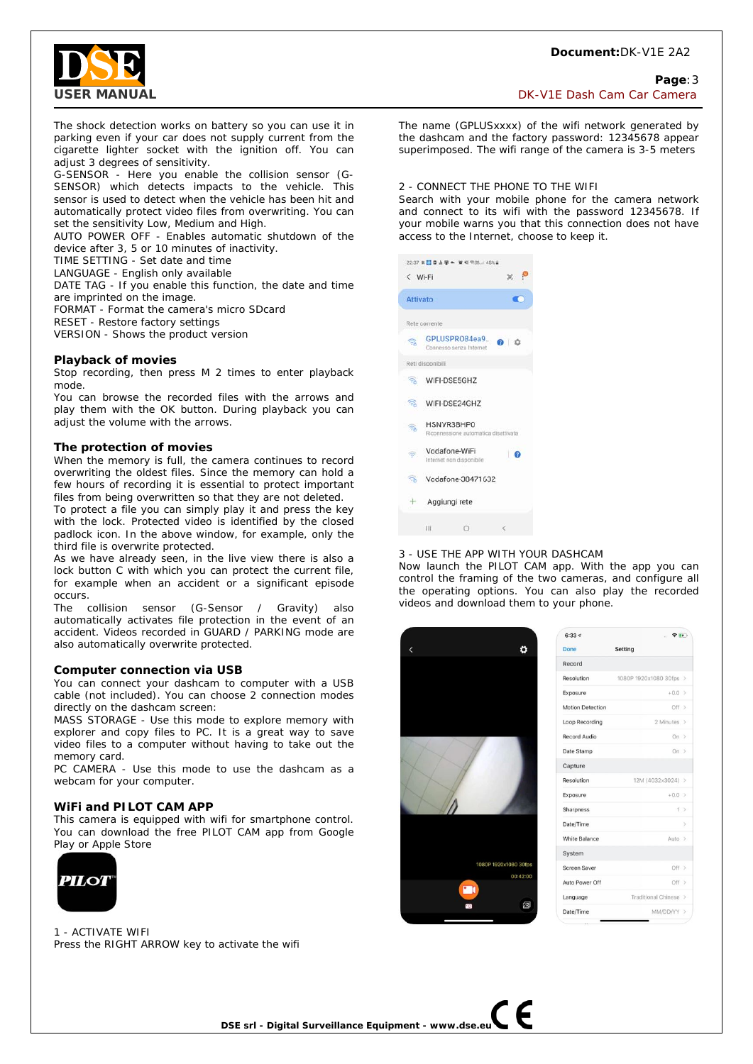The shock detection works on battery so you can use it in parking even if your car does not supply current from the cigarette lighter socket with the ignition off. You can adjust 3 degrees of sensitivity.
G-SENSOR - Here you enable the collision sensor (G-SENSOR) which detects impacts to the vehicle. This sensor is used to detect when the vehicle has been hit and automatically protect video files from overwriting. You can set the sensitivity Low, Medium and High.
AUTO POWER OFF - Enables automatic shutdown of the device after 3, 5 or 10 minutes of inactivity.
TIME SETTING - Set date and time
LANGUAGE - English only available
DATE TAG - If you enable this function, the date and time are imprinted on the image.
FORMAT - Format the camera's micro SDcard
RESET - Restore factory settings
VERSION - Shows the product version

## Playback of movies

Stop recording, then press M 2 times to enter playback mode.
You can browse the recorded files with the arrows and play them with the OK button. During playback you can adjust the volume with the arrows.

## The protection of movies

When the memory is full, the camera continues to record overwriting the oldest files. Since the memory can hold a few hours of recording it is essential to protect important files from being overwritten so that they are not deleted.
To protect a file you can simply play it and press the key with the lock. Protected video is identified by the closed padlock icon. In the above window, for example, only the third file is overwrite protected.
As we have already seen, in the live view there is also a lock button C with which you can protect the current file, for example when an accident or a significant episode occurs.
The collision sensor (G-Sensor / Gravity) also automatically activates file protection in the event of an accident. Videos recorded in GUARD / PARKING mode are also automatically overwrite protected.

## Computer connection via USB

You can connect your dashcam to computer with a USB cable (not included). You can choose 2 connection modes directly on the dashcam screen:
MASS STORAGE - Use this mode to explore memory with explorer and copy files to PC. It is a great way to save video files to a computer without having to take out the memory card.
PC CAMERA - Use this mode to use the dashcam as a webcam for your computer.

## WiFi and PILOT CAM APP

This camera is equipped with wifi for smartphone control. You can download the free PILOT CAM app from Google Play or Apple Store

1 - ACTIVATE WIFI
Press the RIGHT ARROW key to activate the wifi

The name (GPLUSxxxx) of the wifi network generated by the dashcam and the factory password: 12345678 appear superimposed. The wifi range of the camera is 3-5 meters

2 - CONNECT THE PHONE TO THE WIFI
Search with your mobile phone for the camera network and connect to its wifi with the password 12345678. If your mobile warns you that this connection does not have access to the Internet, choose to keep it.

3 - USE THE APP WITH YOUR DASHCAM
Now launch the PILOT CAM app. With the app you can control the framing of the two cameras, and configure all the operating options. You can also play the recorded videos and download them to your phone.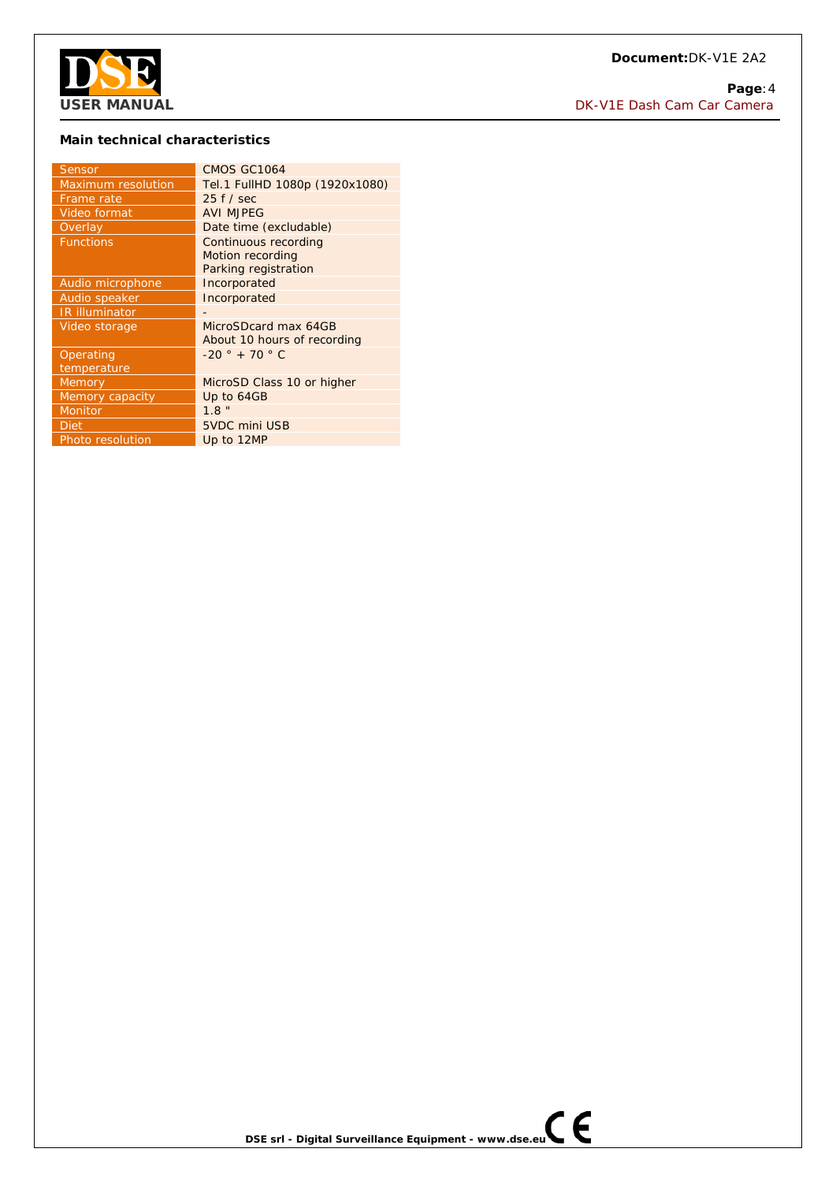**Main technical characteristics**

| | |
|---|---|
| Sensor | CMOS GC1064 |
| Maximum resolution | Tel.1 FullHD 1080p (1920x1080) |
| Frame rate | 25 f / sec |
| Video format | AVI MJPEG |
| Overlay | Date time (excludable) |
| Functions | Continuous recording<br>Motion recording<br>Parking registration |
| Audio microphone | Incorporated |
| Audio speaker | Incorporated |
| IR illuminator | - |
| Video storage | MicroSDcard max 64GB<br>About 10 hours of recording |
| Operating temperature | -20 ° + 70 ° C |
| Memory | MicroSD Class 10 or higher |
| Memory capacity | Up to 64GB |
| Monitor | 1.8 " |
| Diet | 5VDC mini USB |
| Photo resolution | Up to 12MP |